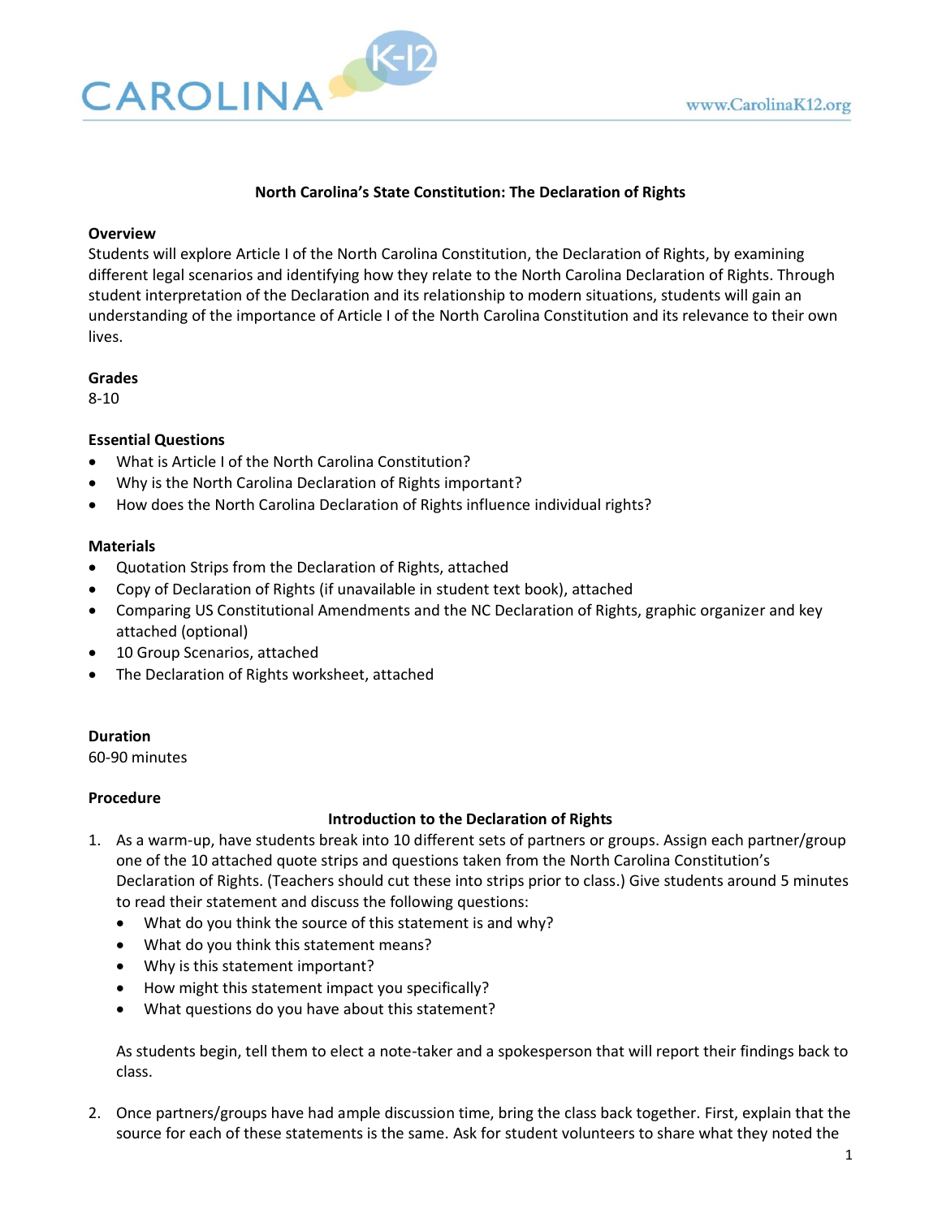# North Carolina's State Constitution: The Declaration of Rights

**Overview**
Students will explore Article I of the North Carolina Constitution, the Declaration of Rights, by examining different legal scenarios and identifying how they relate to the North Carolina Declaration of Rights. Through student interpretation of the Declaration and its relationship to modern situations, students will gain an understanding of the importance of Article I of the North Carolina Constitution and its relevance to their own lives.

**Grades**
8-10

**Essential Questions**
- What is Article I of the North Carolina Constitution?
- Why is the North Carolina Declaration of Rights important?
- How does the North Carolina Declaration of Rights influence individual rights?

**Materials**
- Quotation Strips from the Declaration of Rights, attached
- Copy of Declaration of Rights (if unavailable in student text book), attached
- Comparing US Constitutional Amendments and the NC Declaration of Rights, graphic organizer and key attached (optional)
- 10 Group Scenarios, attached
- The Declaration of Rights worksheet, attached

**Duration**
60-90 minutes

**Procedure**

**Introduction to the Declaration of Rights**

1. As a warm-up, have students break into 10 different sets of partners or groups. Assign each partner/group one of the 10 attached quote strips and questions taken from the North Carolina Constitution's Declaration of Rights. (Teachers should cut these into strips prior to class.) Give students around 5 minutes to read their statement and discuss the following questions:
   - What do you think the source of this statement is and why?
   - What do you think this statement means?
   - Why is this statement important?
   - How might this statement impact you specifically?
   - What questions do you have about this statement?

   As students begin, tell them to elect a note-taker and a spokesperson that will report their findings back to class.

2. Once partners/groups have had ample discussion time, bring the class back together. First, explain that the source for each of these statements is the same. Ask for student volunteers to share what they noted the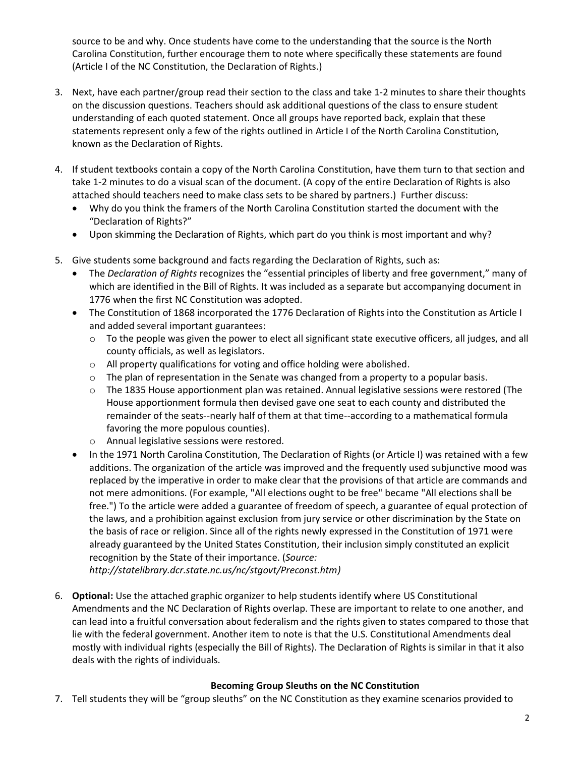source to be and why. Once students have come to the understanding that the source is the North Carolina Constitution, further encourage them to note where specifically these statements are found (Article I of the NC Constitution, the Declaration of Rights.)

3. Next, have each partner/group read their section to the class and take 1-2 minutes to share their thoughts on the discussion questions. Teachers should ask additional questions of the class to ensure student understanding of each quoted statement. Once all groups have reported back, explain that these statements represent only a few of the rights outlined in Article I of the North Carolina Constitution, known as the Declaration of Rights.

4. If student textbooks contain a copy of the North Carolina Constitution, have them turn to that section and take 1-2 minutes to do a visual scan of the document. (A copy of the entire Declaration of Rights is also attached should teachers need to make class sets to be shared by partners.) Further discuss:
   - Why do you think the framers of the North Carolina Constitution started the document with the "Declaration of Rights?"
   - Upon skimming the Declaration of Rights, which part do you think is most important and why?

5. Give students some background and facts regarding the Declaration of Rights, such as:
   - The *Declaration of Rights* recognizes the "essential principles of liberty and free government," many of which are identified in the Bill of Rights. It was included as a separate but accompanying document in 1776 when the first NC Constitution was adopted.
   - The Constitution of 1868 incorporated the 1776 Declaration of Rights into the Constitution as Article I and added several important guarantees:
     - To the people was given the power to elect all significant state executive officers, all judges, and all county officials, as well as legislators.
     - All property qualifications for voting and office holding were abolished.
     - The plan of representation in the Senate was changed from a property to a popular basis.
     - The 1835 House apportionment plan was retained. Annual legislative sessions were restored (The House apportionment formula then devised gave one seat to each county and distributed the remainder of the seats--nearly half of them at that time--according to a mathematical formula favoring the more populous counties).
     - Annual legislative sessions were restored.
   - In the 1971 North Carolina Constitution, The Declaration of Rights (or Article I) was retained with a few additions. The organization of the article was improved and the frequently used subjunctive mood was replaced by the imperative in order to make clear that the provisions of that article are commands and not mere admonitions. (For example, "All elections ought to be free" became "All elections shall be free.") To the article were added a guarantee of freedom of speech, a guarantee of equal protection of the laws, and a prohibition against exclusion from jury service or other discrimination by the State on the basis of race or religion. Since all of the rights newly expressed in the Constitution of 1971 were already guaranteed by the United States Constitution, their inclusion simply constituted an explicit recognition by the State of their importance. (*Source: http://statelibrary.dcr.state.nc.us/nc/stgovt/Preconst.htm)*

6. **Optional:** Use the attached graphic organizer to help students identify where US Constitutional Amendments and the NC Declaration of Rights overlap. These are important to relate to one another, and can lead into a fruitful conversation about federalism and the rights given to states compared to those that lie with the federal government. Another item to note is that the U.S. Constitutional Amendments deal mostly with individual rights (especially the Bill of Rights). The Declaration of Rights is similar in that it also deals with the rights of individuals.

**Becoming Group Sleuths on the NC Constitution**

7. Tell students they will be "group sleuths" on the NC Constitution as they examine scenarios provided to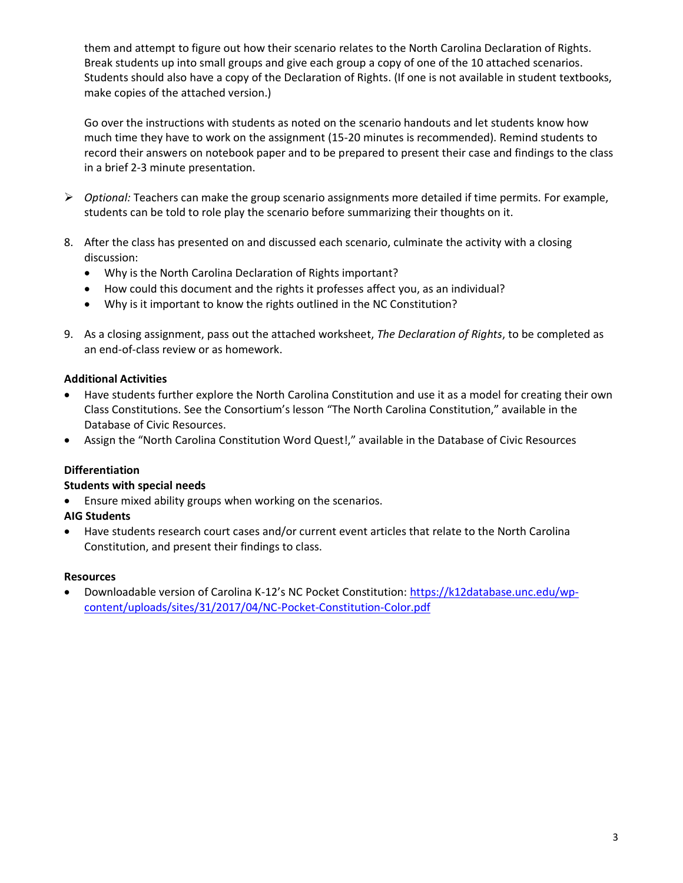them and attempt to figure out how their scenario relates to the North Carolina Declaration of Rights. Break students up into small groups and give each group a copy of one of the 10 attached scenarios. Students should also have a copy of the Declaration of Rights. (If one is not available in student textbooks, make copies of the attached version.)

Go over the instructions with students as noted on the scenario handouts and let students know how much time they have to work on the assignment (15-20 minutes is recommended). Remind students to record their answers on notebook paper and to be prepared to present their case and findings to the class in a brief 2-3 minute presentation.

- *Optional:* Teachers can make the group scenario assignments more detailed if time permits. For example, students can be told to role play the scenario before summarizing their thoughts on it.

8. After the class has presented on and discussed each scenario, culminate the activity with a closing discussion:
   - Why is the North Carolina Declaration of Rights important?
   - How could this document and the rights it professes affect you, as an individual?
   - Why is it important to know the rights outlined in the NC Constitution?

9. As a closing assignment, pass out the attached worksheet, *The Declaration of Rights*, to be completed as an end-of-class review or as homework.

**Additional Activities**

- Have students further explore the North Carolina Constitution and use it as a model for creating their own Class Constitutions. See the Consortium's lesson "The North Carolina Constitution," available in the Database of Civic Resources.
- Assign the "North Carolina Constitution Word Quest!," available in the Database of Civic Resources

**Differentiation**

**Students with special needs**

- Ensure mixed ability groups when working on the scenarios.

**AIG Students**

- Have students research court cases and/or current event articles that relate to the North Carolina Constitution, and present their findings to class.

**Resources**

- Downloadable version of Carolina K-12's NC Pocket Constitution: https://k12database.unc.edu/wp-content/uploads/sites/31/2017/04/NC-Pocket-Constitution-Color.pdf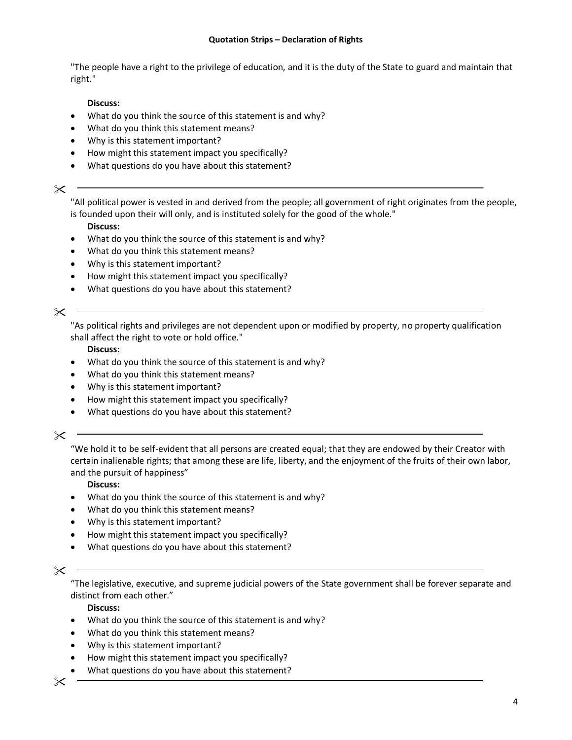### Quotation Strips – Declaration of Rights

"The people have a right to the privilege of education, and it is the duty of the State to guard and maintain that right."

**Discuss:**

- What do you think the source of this statement is and why?
- What do you think this statement means?
- Why is this statement important?
- How might this statement impact you specifically?
- What questions do you have about this statement?

---

"All political power is vested in and derived from the people; all government of right originates from the people, is founded upon their will only, and is instituted solely for the good of the whole."

**Discuss:**

- What do you think the source of this statement is and why?
- What do you think this statement means?
- Why is this statement important?
- How might this statement impact you specifically?
- What questions do you have about this statement?

---

"As political rights and privileges are not dependent upon or modified by property, no property qualification shall affect the right to vote or hold office."

**Discuss:**

- What do you think the source of this statement is and why?
- What do you think this statement means?
- Why is this statement important?
- How might this statement impact you specifically?
- What questions do you have about this statement?

---

"We hold it to be self-evident that all persons are created equal; that they are endowed by their Creator with certain inalienable rights; that among these are life, liberty, and the enjoyment of the fruits of their own labor, and the pursuit of happiness"

**Discuss:**

- What do you think the source of this statement is and why?
- What do you think this statement means?
- Why is this statement important?
- How might this statement impact you specifically?
- What questions do you have about this statement?

---

"The legislative, executive, and supreme judicial powers of the State government shall be forever separate and distinct from each other."

**Discuss:**

- What do you think the source of this statement is and why?
- What do you think this statement means?
- Why is this statement important?
- How might this statement impact you specifically?
- What questions do you have about this statement?

---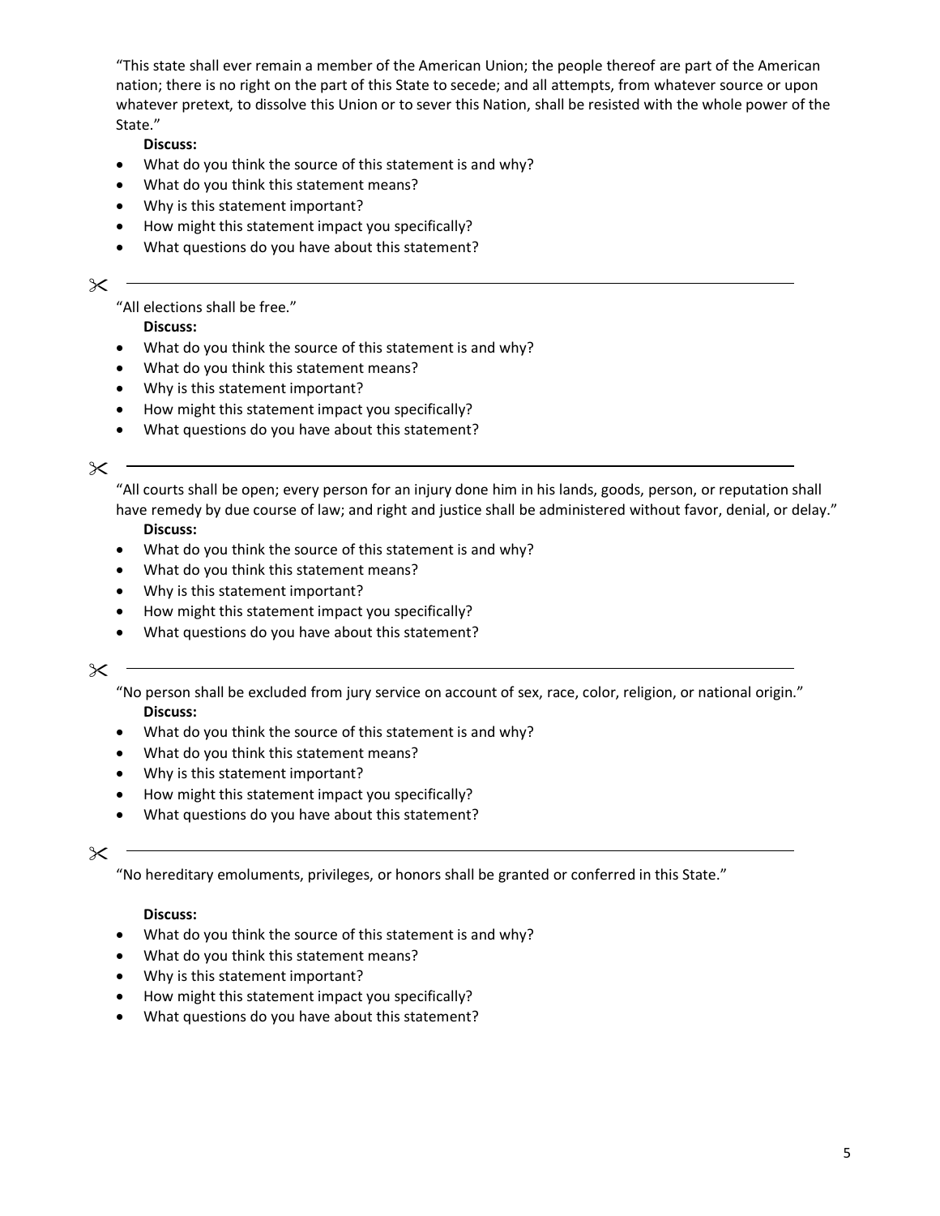"This state shall ever remain a member of the American Union; the people thereof are part of the American nation; there is no right on the part of this State to secede; and all attempts, from whatever source or upon whatever pretext, to dissolve this Union or to sever this Nation, shall be resisted with the whole power of the State."

**Discuss:**

- What do you think the source of this statement is and why?
- What do you think this statement means?
- Why is this statement important?
- How might this statement impact you specifically?
- What questions do you have about this statement?

✂ ---

"All elections shall be free."

**Discuss:**

- What do you think the source of this statement is and why?
- What do you think this statement means?
- Why is this statement important?
- How might this statement impact you specifically?
- What questions do you have about this statement?

✂ ---

"All courts shall be open; every person for an injury done him in his lands, goods, person, or reputation shall have remedy by due course of law; and right and justice shall be administered without favor, denial, or delay."

**Discuss:**

- What do you think the source of this statement is and why?
- What do you think this statement means?
- Why is this statement important?
- How might this statement impact you specifically?
- What questions do you have about this statement?

✂ ---

"No person shall be excluded from jury service on account of sex, race, color, religion, or national origin."

**Discuss:**

- What do you think the source of this statement is and why?
- What do you think this statement means?
- Why is this statement important?
- How might this statement impact you specifically?
- What questions do you have about this statement?

✂ ---

"No hereditary emoluments, privileges, or honors shall be granted or conferred in this State."

**Discuss:**

- What do you think the source of this statement is and why?
- What do you think this statement means?
- Why is this statement important?
- How might this statement impact you specifically?
- What questions do you have about this statement?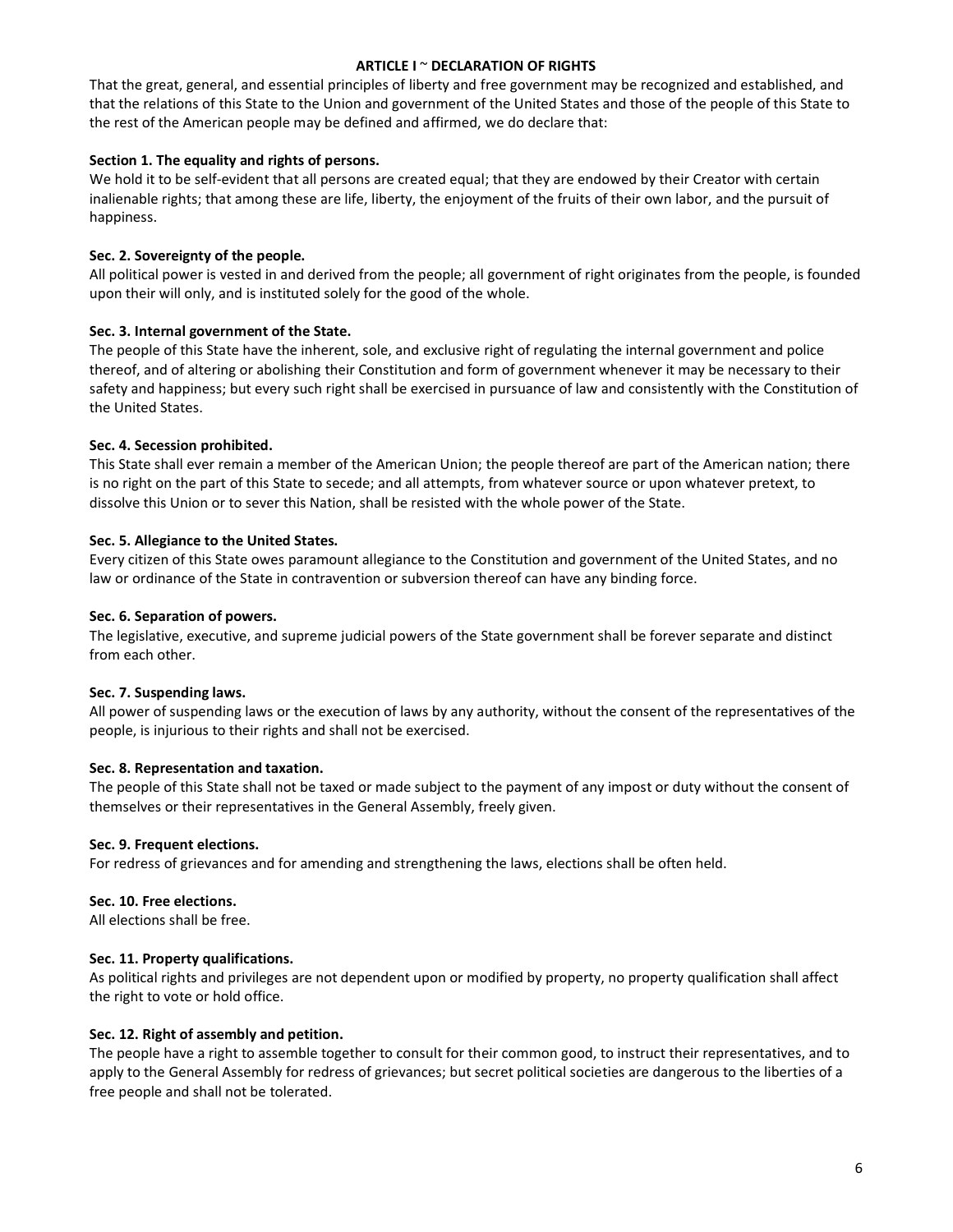## ARTICLE I ~ DECLARATION OF RIGHTS

That the great, general, and essential principles of liberty and free government may be recognized and established, and that the relations of this State to the Union and government of the United States and those of the people of this State to the rest of the American people may be defined and affirmed, we do declare that:

**Section 1. The equality and rights of persons.**
We hold it to be self-evident that all persons are created equal; that they are endowed by their Creator with certain inalienable rights; that among these are life, liberty, the enjoyment of the fruits of their own labor, and the pursuit of happiness.

**Sec. 2. Sovereignty of the people.**
All political power is vested in and derived from the people; all government of right originates from the people, is founded upon their will only, and is instituted solely for the good of the whole.

**Sec. 3. Internal government of the State.**
The people of this State have the inherent, sole, and exclusive right of regulating the internal government and police thereof, and of altering or abolishing their Constitution and form of government whenever it may be necessary to their safety and happiness; but every such right shall be exercised in pursuance of law and consistently with the Constitution of the United States.

**Sec. 4. Secession prohibited.**
This State shall ever remain a member of the American Union; the people thereof are part of the American nation; there is no right on the part of this State to secede; and all attempts, from whatever source or upon whatever pretext, to dissolve this Union or to sever this Nation, shall be resisted with the whole power of the State.

**Sec. 5. Allegiance to the United States.**
Every citizen of this State owes paramount allegiance to the Constitution and government of the United States, and no law or ordinance of the State in contravention or subversion thereof can have any binding force.

**Sec. 6. Separation of powers.**
The legislative, executive, and supreme judicial powers of the State government shall be forever separate and distinct from each other.

**Sec. 7. Suspending laws.**
All power of suspending laws or the execution of laws by any authority, without the consent of the representatives of the people, is injurious to their rights and shall not be exercised.

**Sec. 8. Representation and taxation.**
The people of this State shall not be taxed or made subject to the payment of any impost or duty without the consent of themselves or their representatives in the General Assembly, freely given.

**Sec. 9. Frequent elections.**
For redress of grievances and for amending and strengthening the laws, elections shall be often held.

**Sec. 10. Free elections.**
All elections shall be free.

**Sec. 11. Property qualifications.**
As political rights and privileges are not dependent upon or modified by property, no property qualification shall affect the right to vote or hold office.

**Sec. 12. Right of assembly and petition.**
The people have a right to assemble together to consult for their common good, to instruct their representatives, and to apply to the General Assembly for redress of grievances; but secret political societies are dangerous to the liberties of a free people and shall not be tolerated.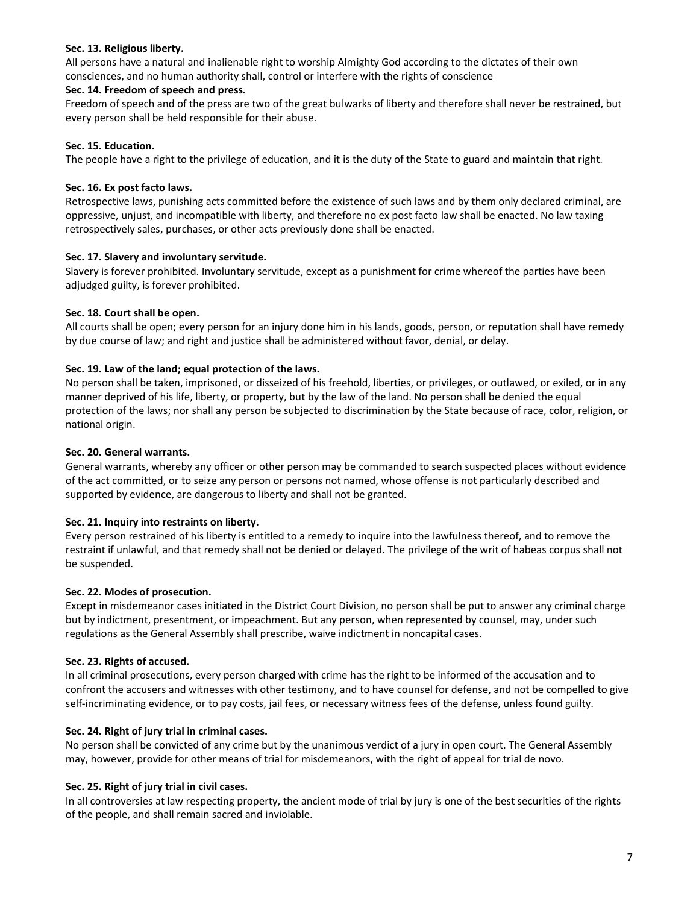**Sec. 13. Religious liberty.**
All persons have a natural and inalienable right to worship Almighty God according to the dictates of their own consciences, and no human authority shall, control or interfere with the rights of conscience

**Sec. 14. Freedom of speech and press.**
Freedom of speech and of the press are two of the great bulwarks of liberty and therefore shall never be restrained, but every person shall be held responsible for their abuse.

**Sec. 15. Education.**
The people have a right to the privilege of education, and it is the duty of the State to guard and maintain that right.

**Sec. 16. Ex post facto laws.**
Retrospective laws, punishing acts committed before the existence of such laws and by them only declared criminal, are oppressive, unjust, and incompatible with liberty, and therefore no ex post facto law shall be enacted. No law taxing retrospectively sales, purchases, or other acts previously done shall be enacted.

**Sec. 17. Slavery and involuntary servitude.**
Slavery is forever prohibited. Involuntary servitude, except as a punishment for crime whereof the parties have been adjudged guilty, is forever prohibited.

**Sec. 18. Court shall be open.**
All courts shall be open; every person for an injury done him in his lands, goods, person, or reputation shall have remedy by due course of law; and right and justice shall be administered without favor, denial, or delay.

**Sec. 19. Law of the land; equal protection of the laws.**
No person shall be taken, imprisoned, or disseized of his freehold, liberties, or privileges, or outlawed, or exiled, or in any manner deprived of his life, liberty, or property, but by the law of the land. No person shall be denied the equal protection of the laws; nor shall any person be subjected to discrimination by the State because of race, color, religion, or national origin.

**Sec. 20. General warrants.**
General warrants, whereby any officer or other person may be commanded to search suspected places without evidence of the act committed, or to seize any person or persons not named, whose offense is not particularly described and supported by evidence, are dangerous to liberty and shall not be granted.

**Sec. 21. Inquiry into restraints on liberty.**
Every person restrained of his liberty is entitled to a remedy to inquire into the lawfulness thereof, and to remove the restraint if unlawful, and that remedy shall not be denied or delayed. The privilege of the writ of habeas corpus shall not be suspended.

**Sec. 22. Modes of prosecution.**
Except in misdemeanor cases initiated in the District Court Division, no person shall be put to answer any criminal charge but by indictment, presentment, or impeachment. But any person, when represented by counsel, may, under such regulations as the General Assembly shall prescribe, waive indictment in noncapital cases.

**Sec. 23. Rights of accused.**
In all criminal prosecutions, every person charged with crime has the right to be informed of the accusation and to confront the accusers and witnesses with other testimony, and to have counsel for defense, and not be compelled to give self-incriminating evidence, or to pay costs, jail fees, or necessary witness fees of the defense, unless found guilty.

**Sec. 24. Right of jury trial in criminal cases.**
No person shall be convicted of any crime but by the unanimous verdict of a jury in open court. The General Assembly may, however, provide for other means of trial for misdemeanors, with the right of appeal for trial de novo.

**Sec. 25. Right of jury trial in civil cases.**
In all controversies at law respecting property, the ancient mode of trial by jury is one of the best securities of the rights of the people, and shall remain sacred and inviolable.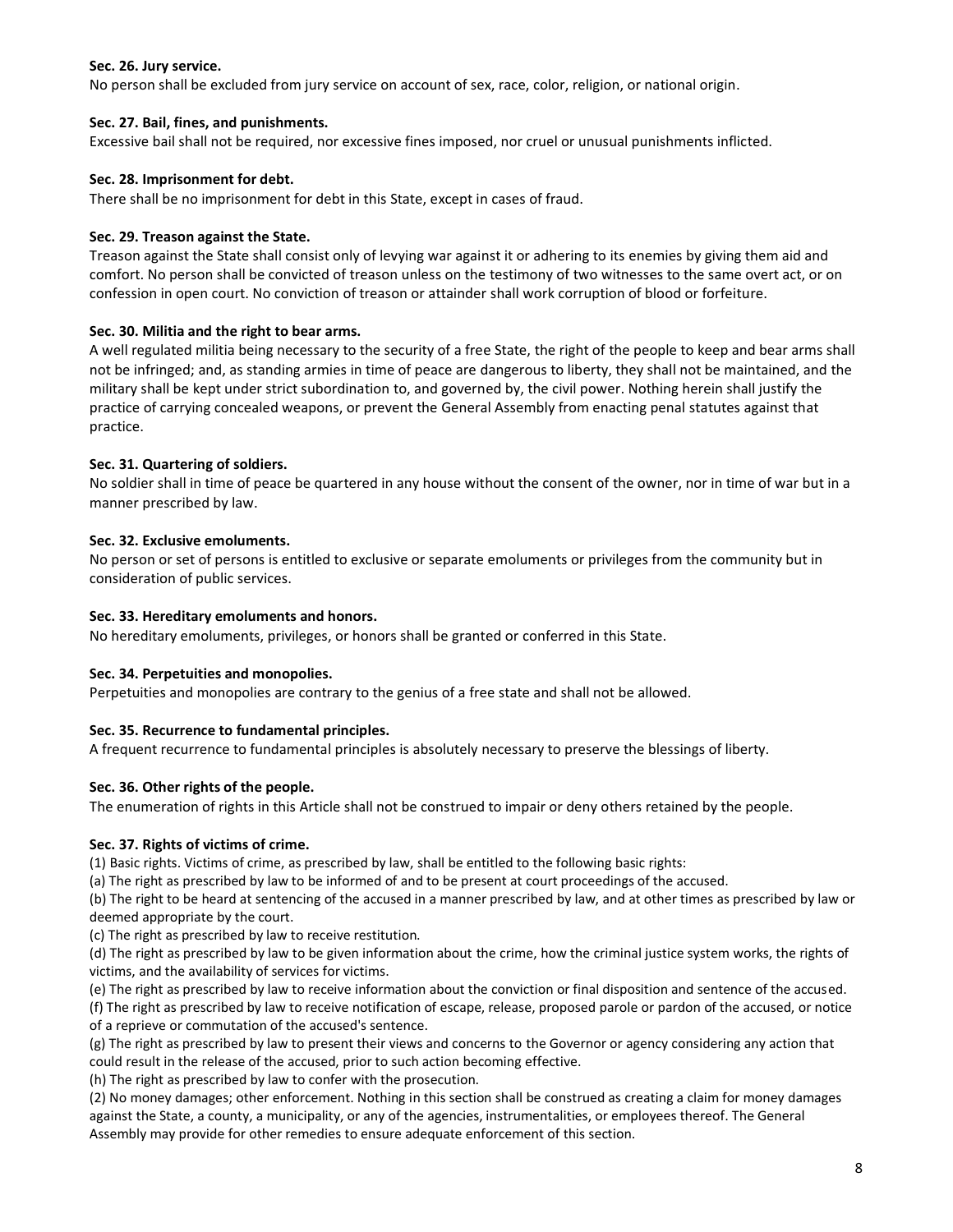**Sec. 26. Jury service.**

No person shall be excluded from jury service on account of sex, race, color, religion, or national origin.

**Sec. 27. Bail, fines, and punishments.**

Excessive bail shall not be required, nor excessive fines imposed, nor cruel or unusual punishments inflicted.

**Sec. 28. Imprisonment for debt.**

There shall be no imprisonment for debt in this State, except in cases of fraud.

**Sec. 29. Treason against the State.**

Treason against the State shall consist only of levying war against it or adhering to its enemies by giving them aid and comfort. No person shall be convicted of treason unless on the testimony of two witnesses to the same overt act, or on confession in open court. No conviction of treason or attainder shall work corruption of blood or forfeiture.

**Sec. 30. Militia and the right to bear arms.**

A well regulated militia being necessary to the security of a free State, the right of the people to keep and bear arms shall not be infringed; and, as standing armies in time of peace are dangerous to liberty, they shall not be maintained, and the military shall be kept under strict subordination to, and governed by, the civil power. Nothing herein shall justify the practice of carrying concealed weapons, or prevent the General Assembly from enacting penal statutes against that practice.

**Sec. 31. Quartering of soldiers.**

No soldier shall in time of peace be quartered in any house without the consent of the owner, nor in time of war but in a manner prescribed by law.

**Sec. 32. Exclusive emoluments.**

No person or set of persons is entitled to exclusive or separate emoluments or privileges from the community but in consideration of public services.

**Sec. 33. Hereditary emoluments and honors.**

No hereditary emoluments, privileges, or honors shall be granted or conferred in this State.

**Sec. 34. Perpetuities and monopolies.**

Perpetuities and monopolies are contrary to the genius of a free state and shall not be allowed.

**Sec. 35. Recurrence to fundamental principles.**

A frequent recurrence to fundamental principles is absolutely necessary to preserve the blessings of liberty.

**Sec. 36. Other rights of the people.**

The enumeration of rights in this Article shall not be construed to impair or deny others retained by the people.

**Sec. 37. Rights of victims of crime.**

(1) Basic rights. Victims of crime, as prescribed by law, shall be entitled to the following basic rights:

(a) The right as prescribed by law to be informed of and to be present at court proceedings of the accused.

(b) The right to be heard at sentencing of the accused in a manner prescribed by law, and at other times as prescribed by law or deemed appropriate by the court.

(c) The right as prescribed by law to receive restitution.

(d) The right as prescribed by law to be given information about the crime, how the criminal justice system works, the rights of victims, and the availability of services for victims.

(e) The right as prescribed by law to receive information about the conviction or final disposition and sentence of the accused.

(f) The right as prescribed by law to receive notification of escape, release, proposed parole or pardon of the accused, or notice of a reprieve or commutation of the accused's sentence.

(g) The right as prescribed by law to present their views and concerns to the Governor or agency considering any action that could result in the release of the accused, prior to such action becoming effective.

(h) The right as prescribed by law to confer with the prosecution.

(2) No money damages; other enforcement. Nothing in this section shall be construed as creating a claim for money damages against the State, a county, a municipality, or any of the agencies, instrumentalities, or employees thereof. The General Assembly may provide for other remedies to ensure adequate enforcement of this section.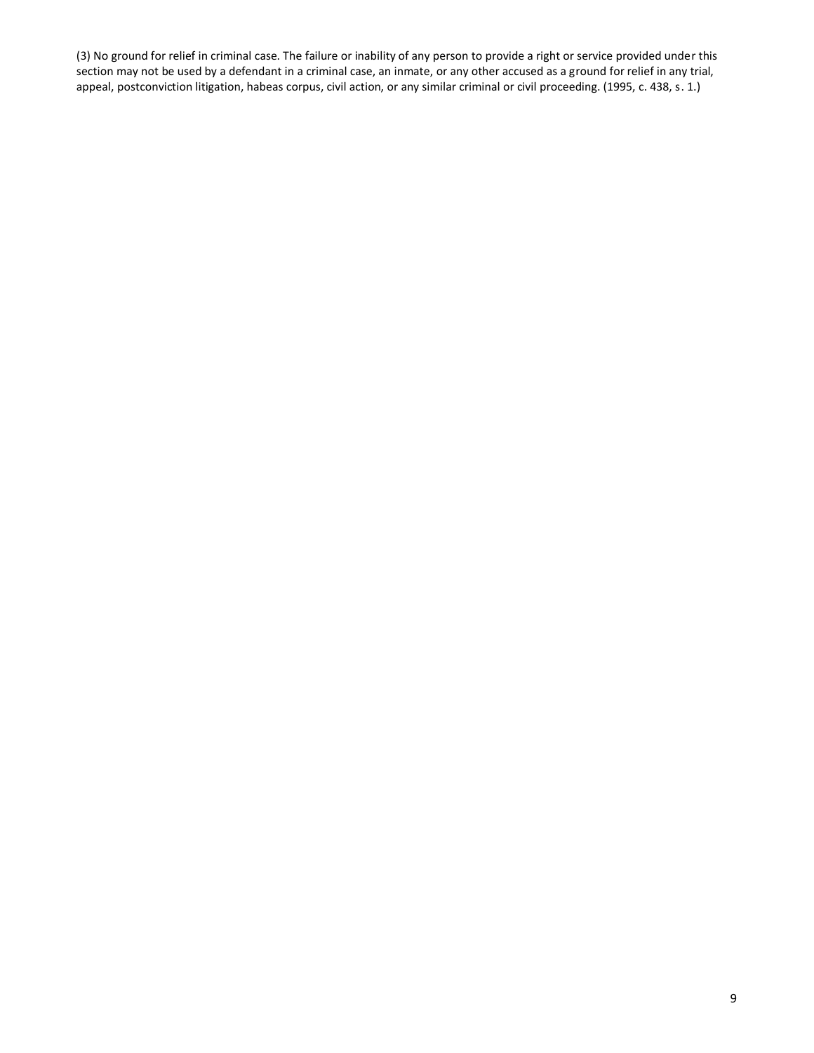(3) No ground for relief in criminal case. The failure or inability of any person to provide a right or service provided under this section may not be used by a defendant in a criminal case, an inmate, or any other accused as a ground for relief in any trial, appeal, postconviction litigation, habeas corpus, civil action, or any similar criminal or civil proceeding. (1995, c. 438, s. 1.)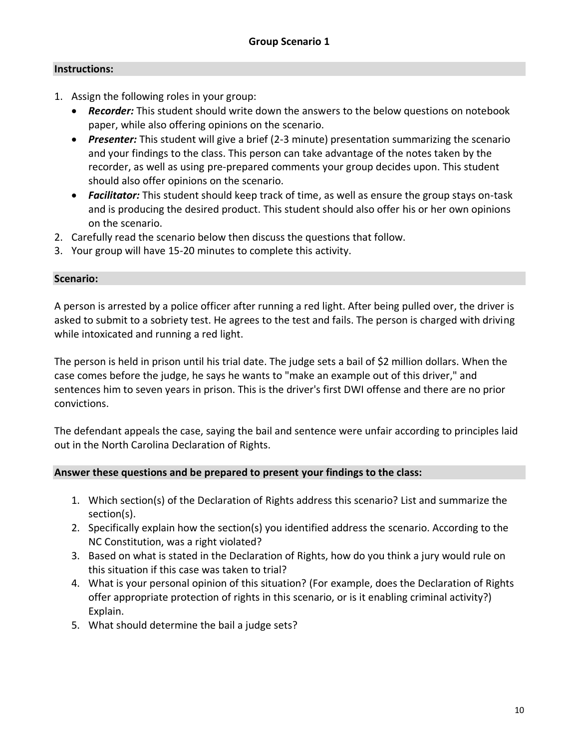# Group Scenario 1

## Instructions:

1. Assign the following roles in your group:
   - ***Recorder:*** This student should write down the answers to the below questions on notebook paper, while also offering opinions on the scenario.
   - ***Presenter:*** This student will give a brief (2-3 minute) presentation summarizing the scenario and your findings to the class. This person can take advantage of the notes taken by the recorder, as well as using pre-prepared comments your group decides upon. This student should also offer opinions on the scenario.
   - ***Facilitator:*** This student should keep track of time, as well as ensure the group stays on-task and is producing the desired product. This student should also offer his or her own opinions on the scenario.
2. Carefully read the scenario below then discuss the questions that follow.
3. Your group will have 15-20 minutes to complete this activity.

## Scenario:

A person is arrested by a police officer after running a red light. After being pulled over, the driver is asked to submit to a sobriety test. He agrees to the test and fails. The person is charged with driving while intoxicated and running a red light.

The person is held in prison until his trial date. The judge sets a bail of $2 million dollars. When the case comes before the judge, he says he wants to "make an example out of this driver," and sentences him to seven years in prison. This is the driver's first DWI offense and there are no prior convictions.

The defendant appeals the case, saying the bail and sentence were unfair according to principles laid out in the North Carolina Declaration of Rights.

## Answer these questions and be prepared to present your findings to the class:

1. Which section(s) of the Declaration of Rights address this scenario? List and summarize the section(s).
2. Specifically explain how the section(s) you identified address the scenario. According to the NC Constitution, was a right violated?
3. Based on what is stated in the Declaration of Rights, how do you think a jury would rule on this situation if this case was taken to trial?
4. What is your personal opinion of this situation? (For example, does the Declaration of Rights offer appropriate protection of rights in this scenario, or is it enabling criminal activity?) Explain.
5. What should determine the bail a judge sets?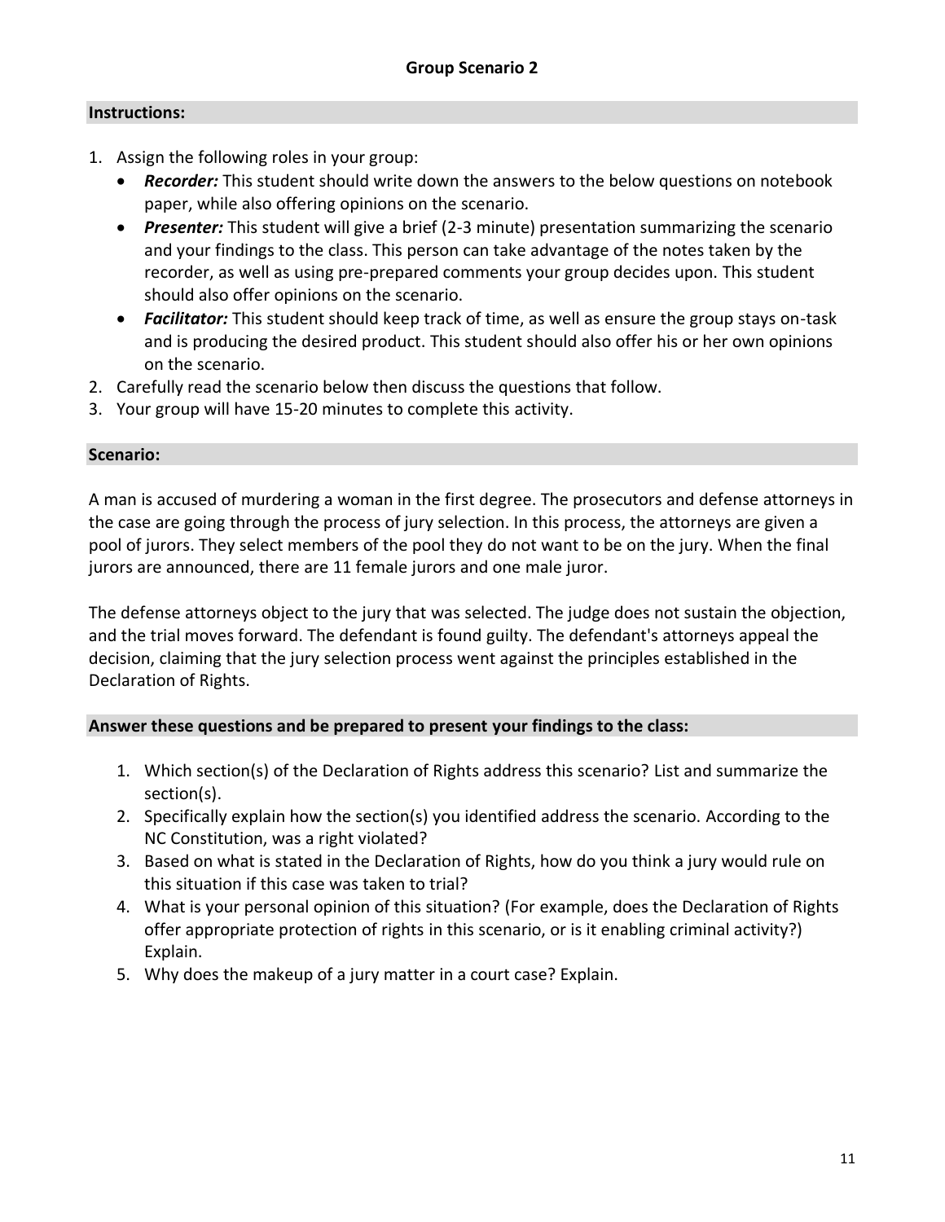## Group Scenario 2

### Instructions:

1. Assign the following roles in your group:
   - ***Recorder:*** This student should write down the answers to the below questions on notebook paper, while also offering opinions on the scenario.
   - ***Presenter:*** This student will give a brief (2-3 minute) presentation summarizing the scenario and your findings to the class. This person can take advantage of the notes taken by the recorder, as well as using pre-prepared comments your group decides upon. This student should also offer opinions on the scenario.
   - ***Facilitator:*** This student should keep track of time, as well as ensure the group stays on-task and is producing the desired product. This student should also offer his or her own opinions on the scenario.
2. Carefully read the scenario below then discuss the questions that follow.
3. Your group will have 15-20 minutes to complete this activity.

### Scenario:

A man is accused of murdering a woman in the first degree. The prosecutors and defense attorneys in the case are going through the process of jury selection. In this process, the attorneys are given a pool of jurors. They select members of the pool they do not want to be on the jury. When the final jurors are announced, there are 11 female jurors and one male juror.

The defense attorneys object to the jury that was selected. The judge does not sustain the objection, and the trial moves forward. The defendant is found guilty. The defendant's attorneys appeal the decision, claiming that the jury selection process went against the principles established in the Declaration of Rights.

### Answer these questions and be prepared to present your findings to the class:

1. Which section(s) of the Declaration of Rights address this scenario? List and summarize the section(s).
2. Specifically explain how the section(s) you identified address the scenario. According to the NC Constitution, was a right violated?
3. Based on what is stated in the Declaration of Rights, how do you think a jury would rule on this situation if this case was taken to trial?
4. What is your personal opinion of this situation? (For example, does the Declaration of Rights offer appropriate protection of rights in this scenario, or is it enabling criminal activity?) Explain.
5. Why does the makeup of a jury matter in a court case? Explain.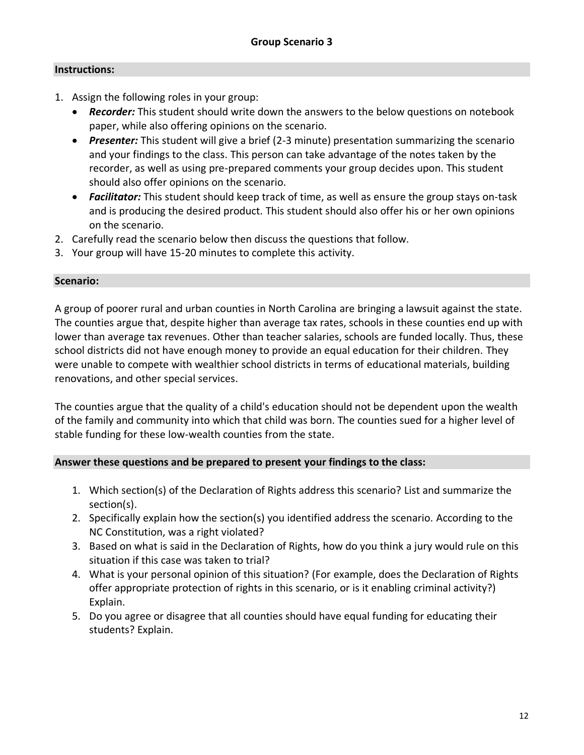## Group Scenario 3

**Instructions:**

1. Assign the following roles in your group:
   - ***Recorder:*** This student should write down the answers to the below questions on notebook paper, while also offering opinions on the scenario.
   - ***Presenter:*** This student will give a brief (2-3 minute) presentation summarizing the scenario and your findings to the class. This person can take advantage of the notes taken by the recorder, as well as using pre-prepared comments your group decides upon. This student should also offer opinions on the scenario.
   - ***Facilitator:*** This student should keep track of time, as well as ensure the group stays on-task and is producing the desired product. This student should also offer his or her own opinions on the scenario.
2. Carefully read the scenario below then discuss the questions that follow.
3. Your group will have 15-20 minutes to complete this activity.

**Scenario:**

A group of poorer rural and urban counties in North Carolina are bringing a lawsuit against the state. The counties argue that, despite higher than average tax rates, schools in these counties end up with lower than average tax revenues. Other than teacher salaries, schools are funded locally. Thus, these school districts did not have enough money to provide an equal education for their children. They were unable to compete with wealthier school districts in terms of educational materials, building renovations, and other special services.

The counties argue that the quality of a child's education should not be dependent upon the wealth of the family and community into which that child was born. The counties sued for a higher level of stable funding for these low-wealth counties from the state.

**Answer these questions and be prepared to present your findings to the class:**

1. Which section(s) of the Declaration of Rights address this scenario? List and summarize the section(s).
2. Specifically explain how the section(s) you identified address the scenario. According to the NC Constitution, was a right violated?
3. Based on what is said in the Declaration of Rights, how do you think a jury would rule on this situation if this case was taken to trial?
4. What is your personal opinion of this situation? (For example, does the Declaration of Rights offer appropriate protection of rights in this scenario, or is it enabling criminal activity?) Explain.
5. Do you agree or disagree that all counties should have equal funding for educating their students? Explain.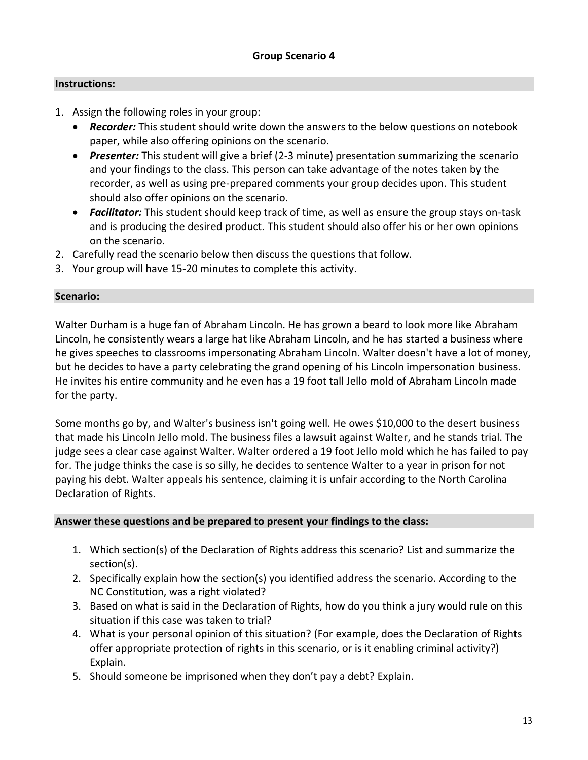## Group Scenario 4

### Instructions:

1. Assign the following roles in your group:
   - ***Recorder:*** This student should write down the answers to the below questions on notebook paper, while also offering opinions on the scenario.
   - ***Presenter:*** This student will give a brief (2-3 minute) presentation summarizing the scenario and your findings to the class. This person can take advantage of the notes taken by the recorder, as well as using pre-prepared comments your group decides upon. This student should also offer opinions on the scenario.
   - ***Facilitator:*** This student should keep track of time, as well as ensure the group stays on-task and is producing the desired product. This student should also offer his or her own opinions on the scenario.
2. Carefully read the scenario below then discuss the questions that follow.
3. Your group will have 15-20 minutes to complete this activity.

### Scenario:

Walter Durham is a huge fan of Abraham Lincoln. He has grown a beard to look more like Abraham Lincoln, he consistently wears a large hat like Abraham Lincoln, and he has started a business where he gives speeches to classrooms impersonating Abraham Lincoln. Walter doesn't have a lot of money, but he decides to have a party celebrating the grand opening of his Lincoln impersonation business. He invites his entire community and he even has a 19 foot tall Jello mold of Abraham Lincoln made for the party.

Some months go by, and Walter's business isn't going well. He owes $10,000 to the desert business that made his Lincoln Jello mold. The business files a lawsuit against Walter, and he stands trial. The judge sees a clear case against Walter. Walter ordered a 19 foot Jello mold which he has failed to pay for. The judge thinks the case is so silly, he decides to sentence Walter to a year in prison for not paying his debt. Walter appeals his sentence, claiming it is unfair according to the North Carolina Declaration of Rights.

### Answer these questions and be prepared to present your findings to the class:

1. Which section(s) of the Declaration of Rights address this scenario? List and summarize the section(s).
2. Specifically explain how the section(s) you identified address the scenario. According to the NC Constitution, was a right violated?
3. Based on what is said in the Declaration of Rights, how do you think a jury would rule on this situation if this case was taken to trial?
4. What is your personal opinion of this situation? (For example, does the Declaration of Rights offer appropriate protection of rights in this scenario, or is it enabling criminal activity?) Explain.
5. Should someone be imprisoned when they don't pay a debt? Explain.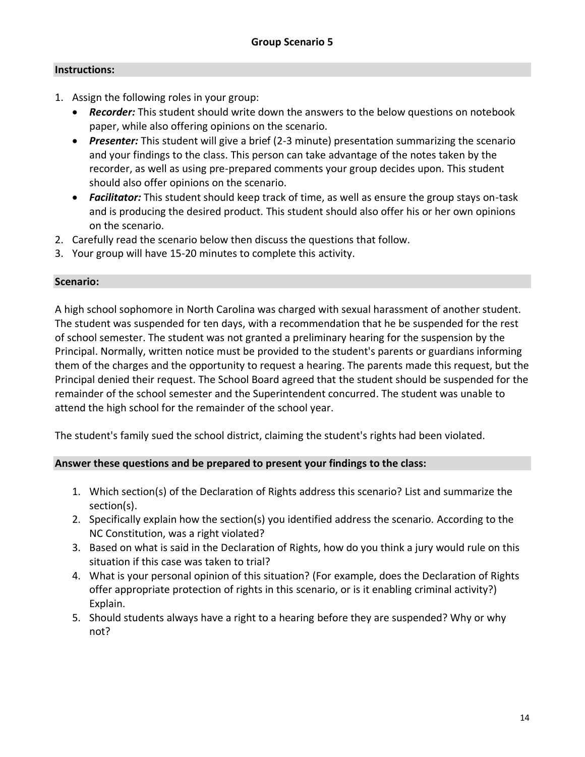## Group Scenario 5

### Instructions:

1. Assign the following roles in your group:
   - ***Recorder:*** This student should write down the answers to the below questions on notebook paper, while also offering opinions on the scenario.
   - ***Presenter:*** This student will give a brief (2-3 minute) presentation summarizing the scenario and your findings to the class. This person can take advantage of the notes taken by the recorder, as well as using pre-prepared comments your group decides upon. This student should also offer opinions on the scenario.
   - ***Facilitator:*** This student should keep track of time, as well as ensure the group stays on-task and is producing the desired product. This student should also offer his or her own opinions on the scenario.
2. Carefully read the scenario below then discuss the questions that follow.
3. Your group will have 15-20 minutes to complete this activity.

### Scenario:

A high school sophomore in North Carolina was charged with sexual harassment of another student. The student was suspended for ten days, with a recommendation that he be suspended for the rest of school semester. The student was not granted a preliminary hearing for the suspension by the Principal. Normally, written notice must be provided to the student's parents or guardians informing them of the charges and the opportunity to request a hearing. The parents made this request, but the Principal denied their request. The School Board agreed that the student should be suspended for the remainder of the school semester and the Superintendent concurred. The student was unable to attend the high school for the remainder of the school year.

The student's family sued the school district, claiming the student's rights had been violated.

### Answer these questions and be prepared to present your findings to the class:

1. Which section(s) of the Declaration of Rights address this scenario? List and summarize the section(s).
2. Specifically explain how the section(s) you identified address the scenario. According to the NC Constitution, was a right violated?
3. Based on what is said in the Declaration of Rights, how do you think a jury would rule on this situation if this case was taken to trial?
4. What is your personal opinion of this situation? (For example, does the Declaration of Rights offer appropriate protection of rights in this scenario, or is it enabling criminal activity?) Explain.
5. Should students always have a right to a hearing before they are suspended? Why or why not?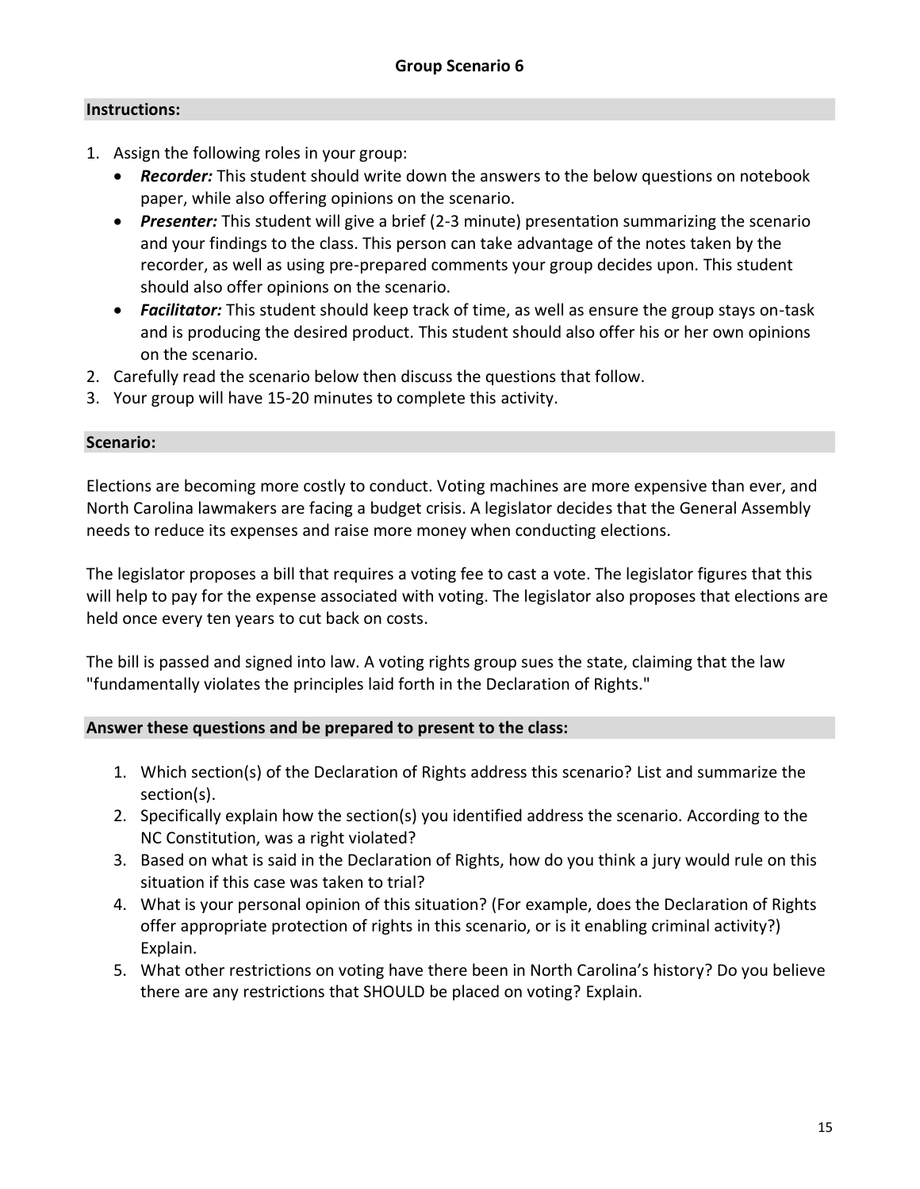## Group Scenario 6

### Instructions:

1. Assign the following roles in your group:
   - ***Recorder:*** This student should write down the answers to the below questions on notebook paper, while also offering opinions on the scenario.
   - ***Presenter:*** This student will give a brief (2-3 minute) presentation summarizing the scenario and your findings to the class. This person can take advantage of the notes taken by the recorder, as well as using pre-prepared comments your group decides upon. This student should also offer opinions on the scenario.
   - ***Facilitator:*** This student should keep track of time, as well as ensure the group stays on-task and is producing the desired product. This student should also offer his or her own opinions on the scenario.
2. Carefully read the scenario below then discuss the questions that follow.
3. Your group will have 15-20 minutes to complete this activity.

### Scenario:

Elections are becoming more costly to conduct. Voting machines are more expensive than ever, and North Carolina lawmakers are facing a budget crisis. A legislator decides that the General Assembly needs to reduce its expenses and raise more money when conducting elections.

The legislator proposes a bill that requires a voting fee to cast a vote. The legislator figures that this will help to pay for the expense associated with voting. The legislator also proposes that elections are held once every ten years to cut back on costs.

The bill is passed and signed into law. A voting rights group sues the state, claiming that the law "fundamentally violates the principles laid forth in the Declaration of Rights."

### Answer these questions and be prepared to present to the class:

1. Which section(s) of the Declaration of Rights address this scenario? List and summarize the section(s).
2. Specifically explain how the section(s) you identified address the scenario. According to the NC Constitution, was a right violated?
3. Based on what is said in the Declaration of Rights, how do you think a jury would rule on this situation if this case was taken to trial?
4. What is your personal opinion of this situation? (For example, does the Declaration of Rights offer appropriate protection of rights in this scenario, or is it enabling criminal activity?) Explain.
5. What other restrictions on voting have there been in North Carolina's history? Do you believe there are any restrictions that SHOULD be placed on voting? Explain.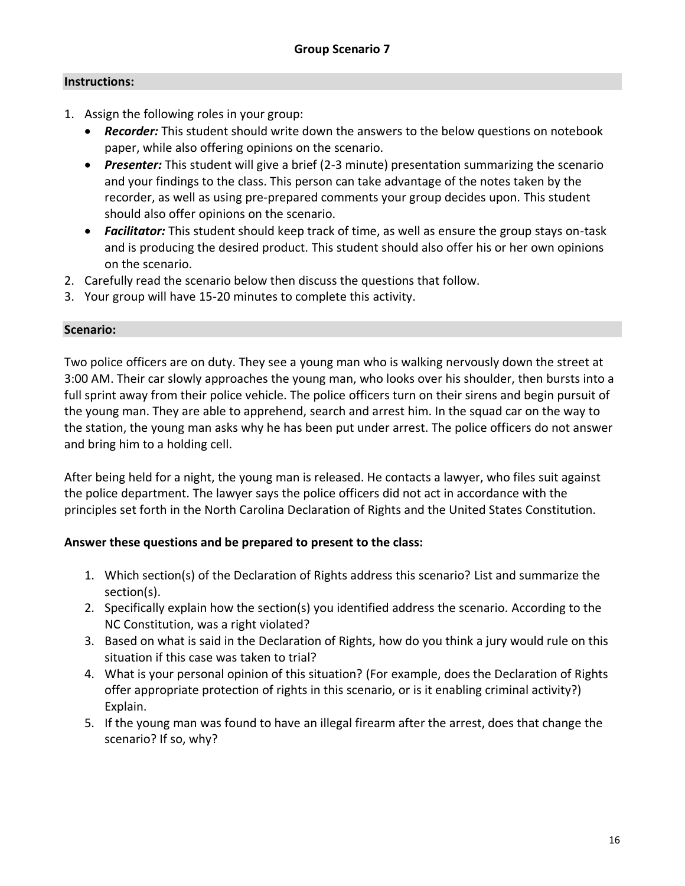## Group Scenario 7

### Instructions:

1. Assign the following roles in your group:
   - ***Recorder:*** This student should write down the answers to the below questions on notebook paper, while also offering opinions on the scenario.
   - ***Presenter:*** This student will give a brief (2-3 minute) presentation summarizing the scenario and your findings to the class. This person can take advantage of the notes taken by the recorder, as well as using pre-prepared comments your group decides upon. This student should also offer opinions on the scenario.
   - ***Facilitator:*** This student should keep track of time, as well as ensure the group stays on-task and is producing the desired product. This student should also offer his or her own opinions on the scenario.
2. Carefully read the scenario below then discuss the questions that follow.
3. Your group will have 15-20 minutes to complete this activity.

### Scenario:

Two police officers are on duty. They see a young man who is walking nervously down the street at 3:00 AM. Their car slowly approaches the young man, who looks over his shoulder, then bursts into a full sprint away from their police vehicle. The police officers turn on their sirens and begin pursuit of the young man. They are able to apprehend, search and arrest him. In the squad car on the way to the station, the young man asks why he has been put under arrest. The police officers do not answer and bring him to a holding cell.

After being held for a night, the young man is released. He contacts a lawyer, who files suit against the police department. The lawyer says the police officers did not act in accordance with the principles set forth in the North Carolina Declaration of Rights and the United States Constitution.

**Answer these questions and be prepared to present to the class:**

1. Which section(s) of the Declaration of Rights address this scenario? List and summarize the section(s).
2. Specifically explain how the section(s) you identified address the scenario. According to the NC Constitution, was a right violated?
3. Based on what is said in the Declaration of Rights, how do you think a jury would rule on this situation if this case was taken to trial?
4. What is your personal opinion of this situation? (For example, does the Declaration of Rights offer appropriate protection of rights in this scenario, or is it enabling criminal activity?) Explain.
5. If the young man was found to have an illegal firearm after the arrest, does that change the scenario? If so, why?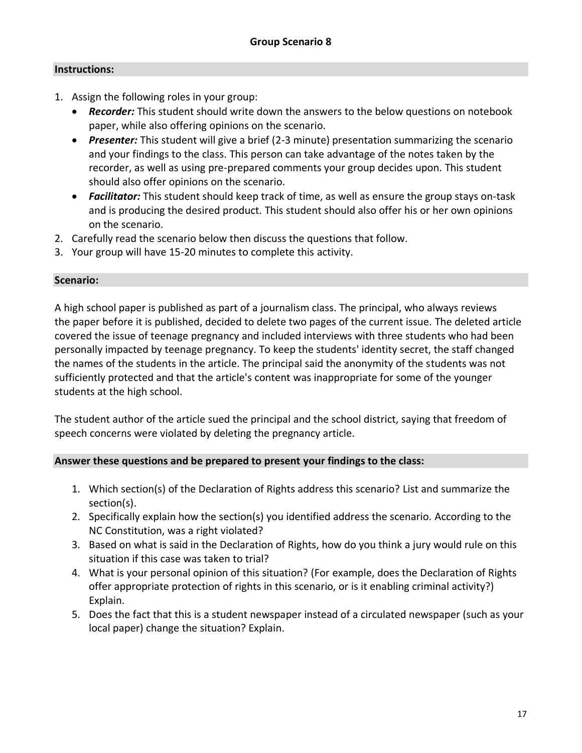# Group Scenario 8

## Instructions:

1. Assign the following roles in your group:
   - ***Recorder:*** This student should write down the answers to the below questions on notebook paper, while also offering opinions on the scenario.
   - ***Presenter:*** This student will give a brief (2-3 minute) presentation summarizing the scenario and your findings to the class. This person can take advantage of the notes taken by the recorder, as well as using pre-prepared comments your group decides upon. This student should also offer opinions on the scenario.
   - ***Facilitator:*** This student should keep track of time, as well as ensure the group stays on-task and is producing the desired product. This student should also offer his or her own opinions on the scenario.
2. Carefully read the scenario below then discuss the questions that follow.
3. Your group will have 15-20 minutes to complete this activity.

## Scenario:

A high school paper is published as part of a journalism class. The principal, who always reviews the paper before it is published, decided to delete two pages of the current issue. The deleted article covered the issue of teenage pregnancy and included interviews with three students who had been personally impacted by teenage pregnancy. To keep the students' identity secret, the staff changed the names of the students in the article. The principal said the anonymity of the students was not sufficiently protected and that the article's content was inappropriate for some of the younger students at the high school.

The student author of the article sued the principal and the school district, saying that freedom of speech concerns were violated by deleting the pregnancy article.

## Answer these questions and be prepared to present your findings to the class:

1. Which section(s) of the Declaration of Rights address this scenario? List and summarize the section(s).
2. Specifically explain how the section(s) you identified address the scenario. According to the NC Constitution, was a right violated?
3. Based on what is said in the Declaration of Rights, how do you think a jury would rule on this situation if this case was taken to trial?
4. What is your personal opinion of this situation? (For example, does the Declaration of Rights offer appropriate protection of rights in this scenario, or is it enabling criminal activity?) Explain.
5. Does the fact that this is a student newspaper instead of a circulated newspaper (such as your local paper) change the situation? Explain.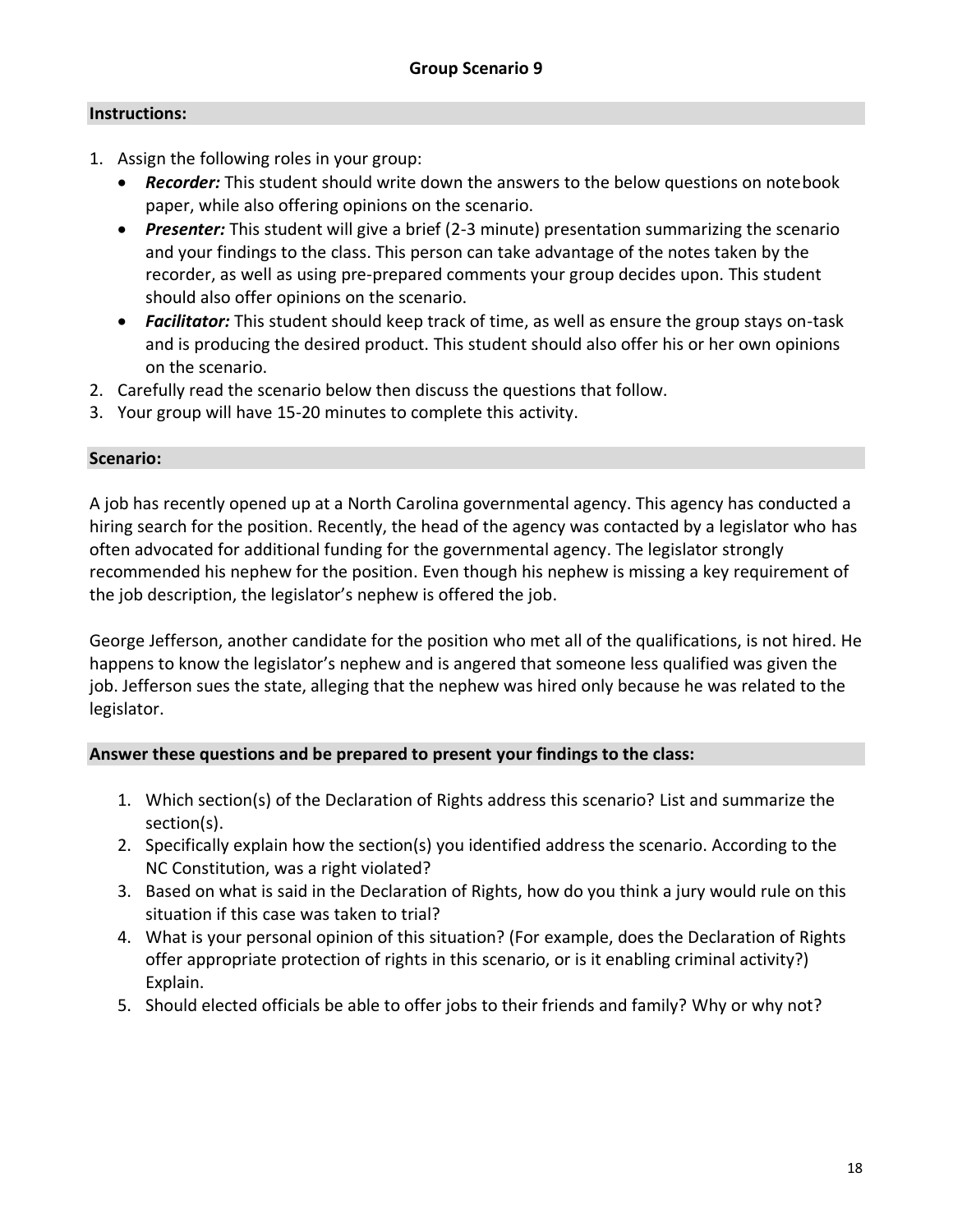## Group Scenario 9

### Instructions:

1. Assign the following roles in your group:
   - ***Recorder:*** This student should write down the answers to the below questions on notebook paper, while also offering opinions on the scenario.
   - ***Presenter:*** This student will give a brief (2-3 minute) presentation summarizing the scenario and your findings to the class. This person can take advantage of the notes taken by the recorder, as well as using pre-prepared comments your group decides upon. This student should also offer opinions on the scenario.
   - ***Facilitator:*** This student should keep track of time, as well as ensure the group stays on-task and is producing the desired product. This student should also offer his or her own opinions on the scenario.
2. Carefully read the scenario below then discuss the questions that follow.
3. Your group will have 15-20 minutes to complete this activity.

### Scenario:

A job has recently opened up at a North Carolina governmental agency. This agency has conducted a hiring search for the position. Recently, the head of the agency was contacted by a legislator who has often advocated for additional funding for the governmental agency. The legislator strongly recommended his nephew for the position. Even though his nephew is missing a key requirement of the job description, the legislator's nephew is offered the job.

George Jefferson, another candidate for the position who met all of the qualifications, is not hired. He happens to know the legislator's nephew and is angered that someone less qualified was given the job. Jefferson sues the state, alleging that the nephew was hired only because he was related to the legislator.

### Answer these questions and be prepared to present your findings to the class:

1. Which section(s) of the Declaration of Rights address this scenario? List and summarize the section(s).
2. Specifically explain how the section(s) you identified address the scenario. According to the NC Constitution, was a right violated?
3. Based on what is said in the Declaration of Rights, how do you think a jury would rule on this situation if this case was taken to trial?
4. What is your personal opinion of this situation? (For example, does the Declaration of Rights offer appropriate protection of rights in this scenario, or is it enabling criminal activity?) Explain.
5. Should elected officials be able to offer jobs to their friends and family? Why or why not?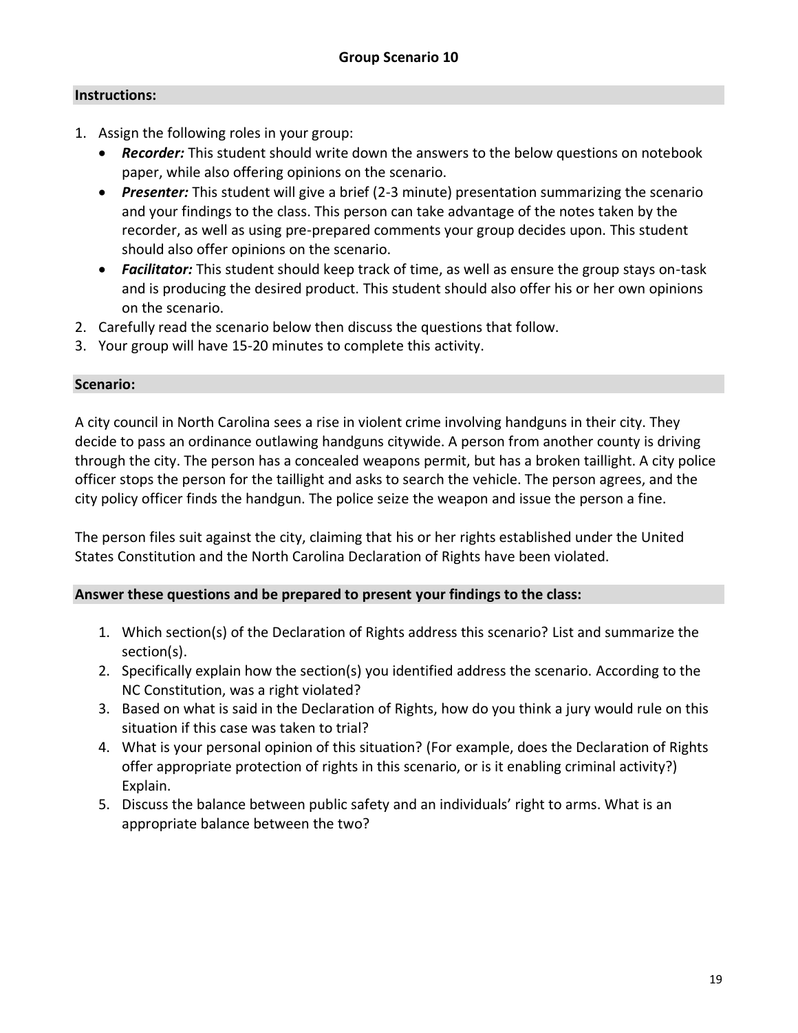## Group Scenario 10

### Instructions:

1. Assign the following roles in your group:
   - ***Recorder:*** This student should write down the answers to the below questions on notebook paper, while also offering opinions on the scenario.
   - ***Presenter:*** This student will give a brief (2-3 minute) presentation summarizing the scenario and your findings to the class. This person can take advantage of the notes taken by the recorder, as well as using pre-prepared comments your group decides upon. This student should also offer opinions on the scenario.
   - ***Facilitator:*** This student should keep track of time, as well as ensure the group stays on-task and is producing the desired product. This student should also offer his or her own opinions on the scenario.
2. Carefully read the scenario below then discuss the questions that follow.
3. Your group will have 15-20 minutes to complete this activity.

### Scenario:

A city council in North Carolina sees a rise in violent crime involving handguns in their city. They decide to pass an ordinance outlawing handguns citywide. A person from another county is driving through the city. The person has a concealed weapons permit, but has a broken taillight. A city police officer stops the person for the taillight and asks to search the vehicle. The person agrees, and the city policy officer finds the handgun. The police seize the weapon and issue the person a fine.

The person files suit against the city, claiming that his or her rights established under the United States Constitution and the North Carolina Declaration of Rights have been violated.

### Answer these questions and be prepared to present your findings to the class:

1. Which section(s) of the Declaration of Rights address this scenario? List and summarize the section(s).
2. Specifically explain how the section(s) you identified address the scenario. According to the NC Constitution, was a right violated?
3. Based on what is said in the Declaration of Rights, how do you think a jury would rule on this situation if this case was taken to trial?
4. What is your personal opinion of this situation? (For example, does the Declaration of Rights offer appropriate protection of rights in this scenario, or is it enabling criminal activity?) Explain.
5. Discuss the balance between public safety and an individuals' right to arms. What is an appropriate balance between the two?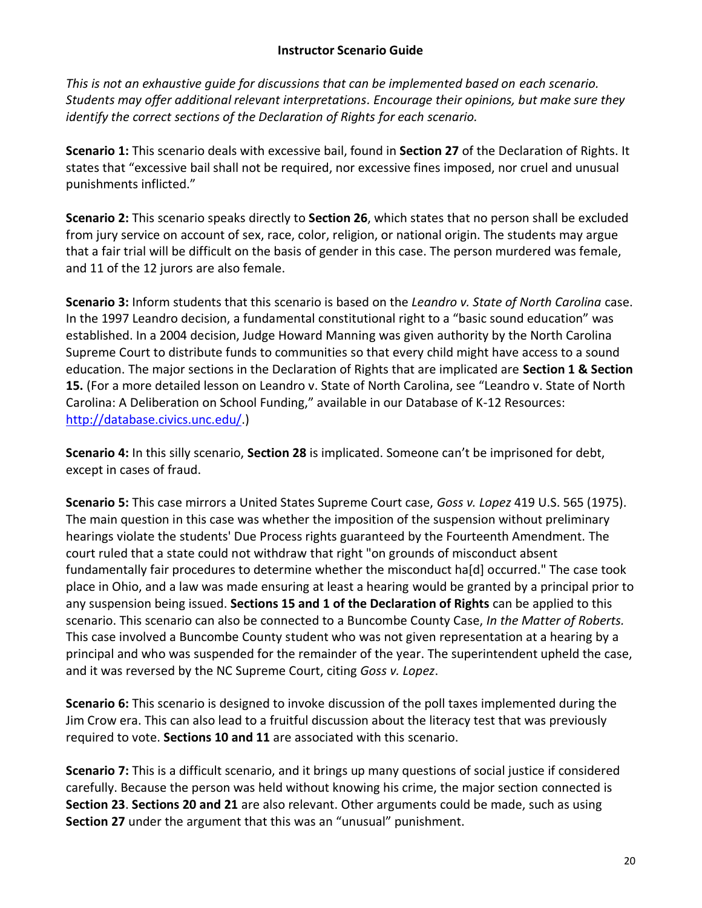## Instructor Scenario Guide

*This is not an exhaustive guide for discussions that can be implemented based on each scenario. Students may offer additional relevant interpretations. Encourage their opinions, but make sure they identify the correct sections of the Declaration of Rights for each scenario.*

**Scenario 1:** This scenario deals with excessive bail, found in **Section 27** of the Declaration of Rights. It states that "excessive bail shall not be required, nor excessive fines imposed, nor cruel and unusual punishments inflicted."

**Scenario 2:** This scenario speaks directly to **Section 26**, which states that no person shall be excluded from jury service on account of sex, race, color, religion, or national origin. The students may argue that a fair trial will be difficult on the basis of gender in this case. The person murdered was female, and 11 of the 12 jurors are also female.

**Scenario 3:** Inform students that this scenario is based on the *Leandro v. State of North Carolina* case. In the 1997 Leandro decision, a fundamental constitutional right to a "basic sound education" was established. In a 2004 decision, Judge Howard Manning was given authority by the North Carolina Supreme Court to distribute funds to communities so that every child might have access to a sound education. The major sections in the Declaration of Rights that are implicated are **Section 1 & Section 15.** (For a more detailed lesson on Leandro v. State of North Carolina, see "Leandro v. State of North Carolina: A Deliberation on School Funding," available in our Database of K-12 Resources: http://database.civics.unc.edu/.)

**Scenario 4:** In this silly scenario, **Section 28** is implicated. Someone can't be imprisoned for debt, except in cases of fraud.

**Scenario 5:** This case mirrors a United States Supreme Court case, *Goss v. Lopez* 419 U.S. 565 (1975). The main question in this case was whether the imposition of the suspension without preliminary hearings violate the students' Due Process rights guaranteed by the Fourteenth Amendment. The court ruled that a state could not withdraw that right "on grounds of misconduct absent fundamentally fair procedures to determine whether the misconduct ha[d] occurred." The case took place in Ohio, and a law was made ensuring at least a hearing would be granted by a principal prior to any suspension being issued. **Sections 15 and 1 of the Declaration of Rights** can be applied to this scenario. This scenario can also be connected to a Buncombe County Case, *In the Matter of Roberts.* This case involved a Buncombe County student who was not given representation at a hearing by a principal and who was suspended for the remainder of the year. The superintendent upheld the case, and it was reversed by the NC Supreme Court, citing *Goss v. Lopez*.

**Scenario 6:** This scenario is designed to invoke discussion of the poll taxes implemented during the Jim Crow era. This can also lead to a fruitful discussion about the literacy test that was previously required to vote. **Sections 10 and 11** are associated with this scenario.

**Scenario 7:** This is a difficult scenario, and it brings up many questions of social justice if considered carefully. Because the person was held without knowing his crime, the major section connected is **Section 23**. **Sections 20 and 21** are also relevant. Other arguments could be made, such as using **Section 27** under the argument that this was an "unusual" punishment.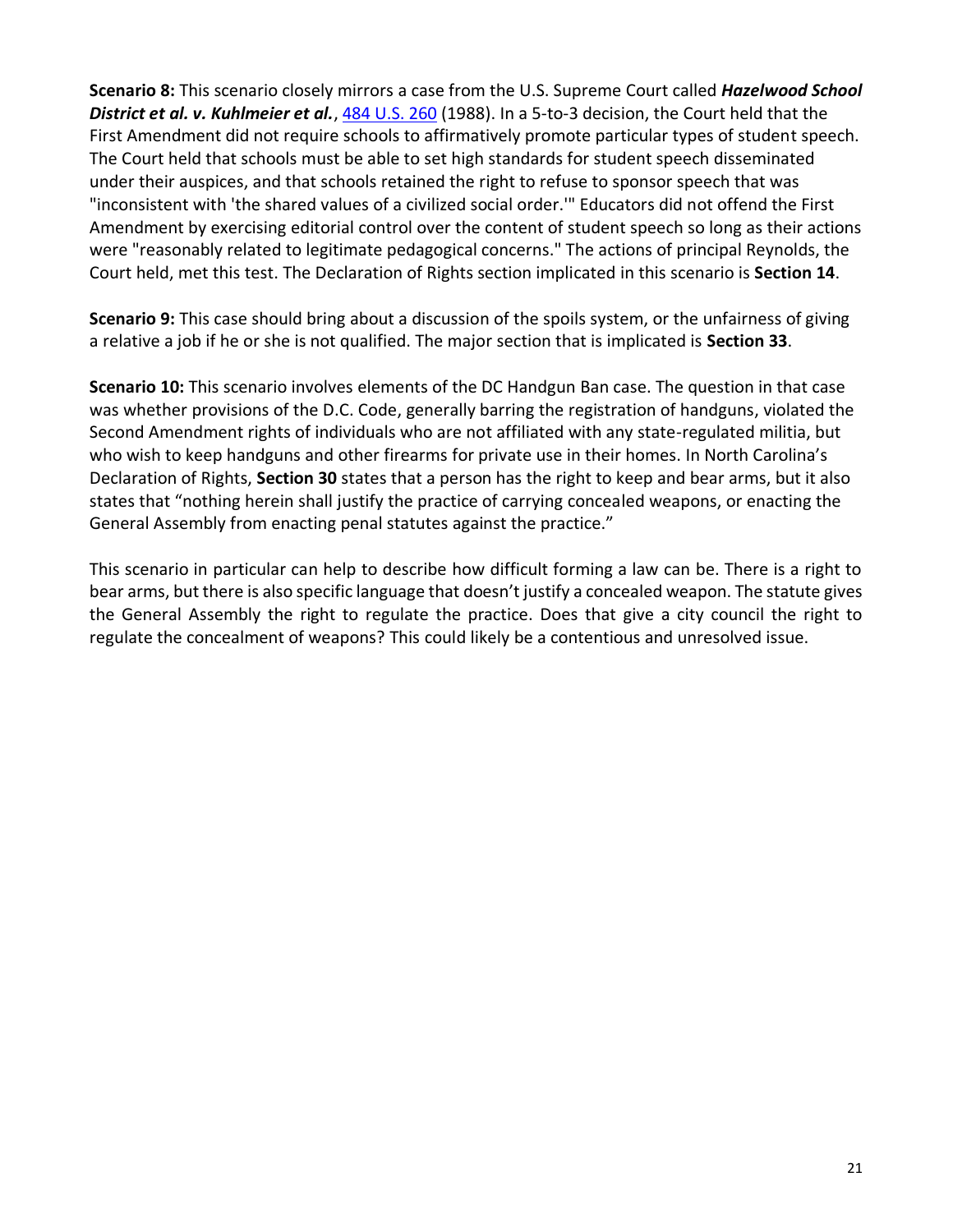**Scenario 8:** This scenario closely mirrors a case from the U.S. Supreme Court called ***Hazelwood School District et al. v. Kuhlmeier et al.***, [484 U.S. 260](484 U.S. 260) (1988). In a 5-to-3 decision, the Court held that the First Amendment did not require schools to affirmatively promote particular types of student speech. The Court held that schools must be able to set high standards for student speech disseminated under their auspices, and that schools retained the right to refuse to sponsor speech that was "inconsistent with 'the shared values of a civilized social order.'" Educators did not offend the First Amendment by exercising editorial control over the content of student speech so long as their actions were "reasonably related to legitimate pedagogical concerns." The actions of principal Reynolds, the Court held, met this test. The Declaration of Rights section implicated in this scenario is **Section 14**.

**Scenario 9:** This case should bring about a discussion of the spoils system, or the unfairness of giving a relative a job if he or she is not qualified. The major section that is implicated is **Section 33**.

**Scenario 10:** This scenario involves elements of the DC Handgun Ban case. The question in that case was whether provisions of the D.C. Code, generally barring the registration of handguns, violated the Second Amendment rights of individuals who are not affiliated with any state-regulated militia, but who wish to keep handguns and other firearms for private use in their homes. In North Carolina's Declaration of Rights, **Section 30** states that a person has the right to keep and bear arms, but it also states that "nothing herein shall justify the practice of carrying concealed weapons, or enacting the General Assembly from enacting penal statutes against the practice."

This scenario in particular can help to describe how difficult forming a law can be. There is a right to bear arms, but there is also specific language that doesn't justify a concealed weapon. The statute gives the General Assembly the right to regulate the practice. Does that give a city council the right to regulate the concealment of weapons? This could likely be a contentious and unresolved issue.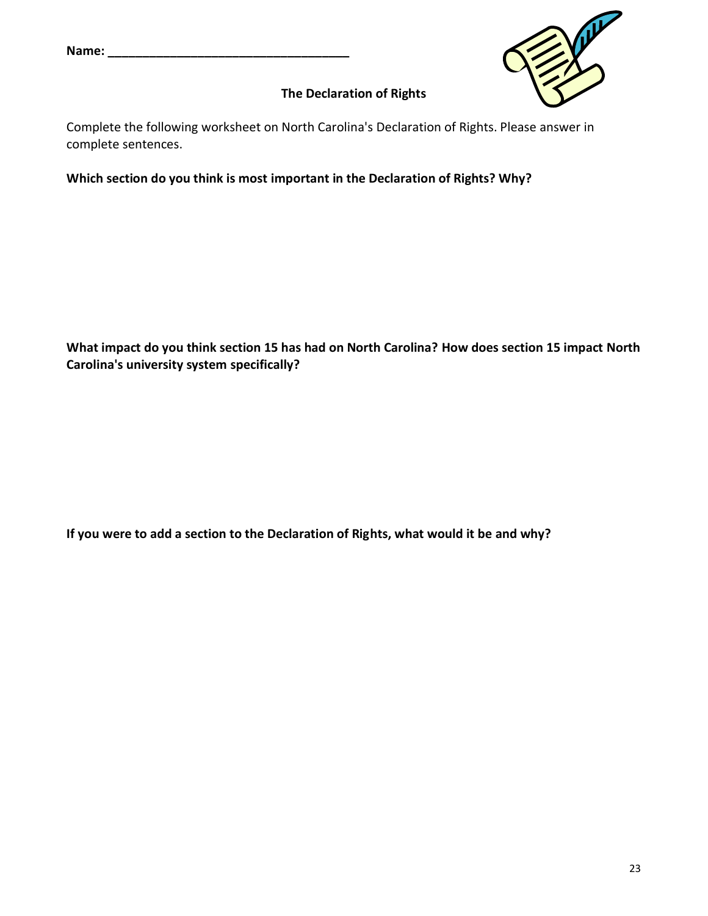Name: ___________________________________

## The Declaration of Rights

Complete the following worksheet on North Carolina's Declaration of Rights. Please answer in complete sentences.

**Which section do you think is most important in the Declaration of Rights? Why?**

**What impact do you think section 15 has had on North Carolina? How does section 15 impact North Carolina's university system specifically?**

**If you were to add a section to the Declaration of Rights, what would it be and why?**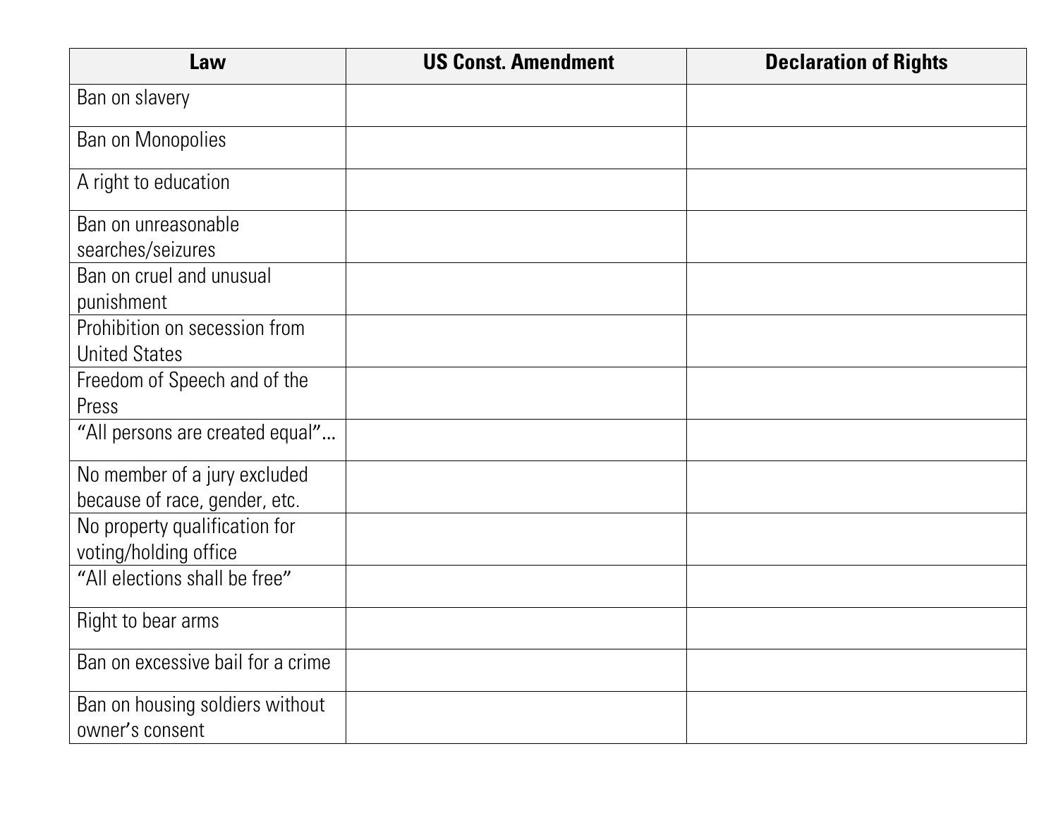| Law | US Const. Amendment | Declaration of Rights |
|---|---|---|
| Ban on slavery | | |
| Ban on Monopolies | | |
| A right to education | | |
| Ban on unreasonable searches/seizures | | |
| Ban on cruel and unusual punishment | | |
| Prohibition on secession from United States | | |
| Freedom of Speech and of the Press | | |
| "All persons are created equal"... | | |
| No member of a jury excluded because of race, gender, etc. | | |
| No property qualification for voting/holding office | | |
| "All elections shall be free" | | |
| Right to bear arms | | |
| Ban on excessive bail for a crime | | |
| Ban on housing soldiers without owner's consent | | |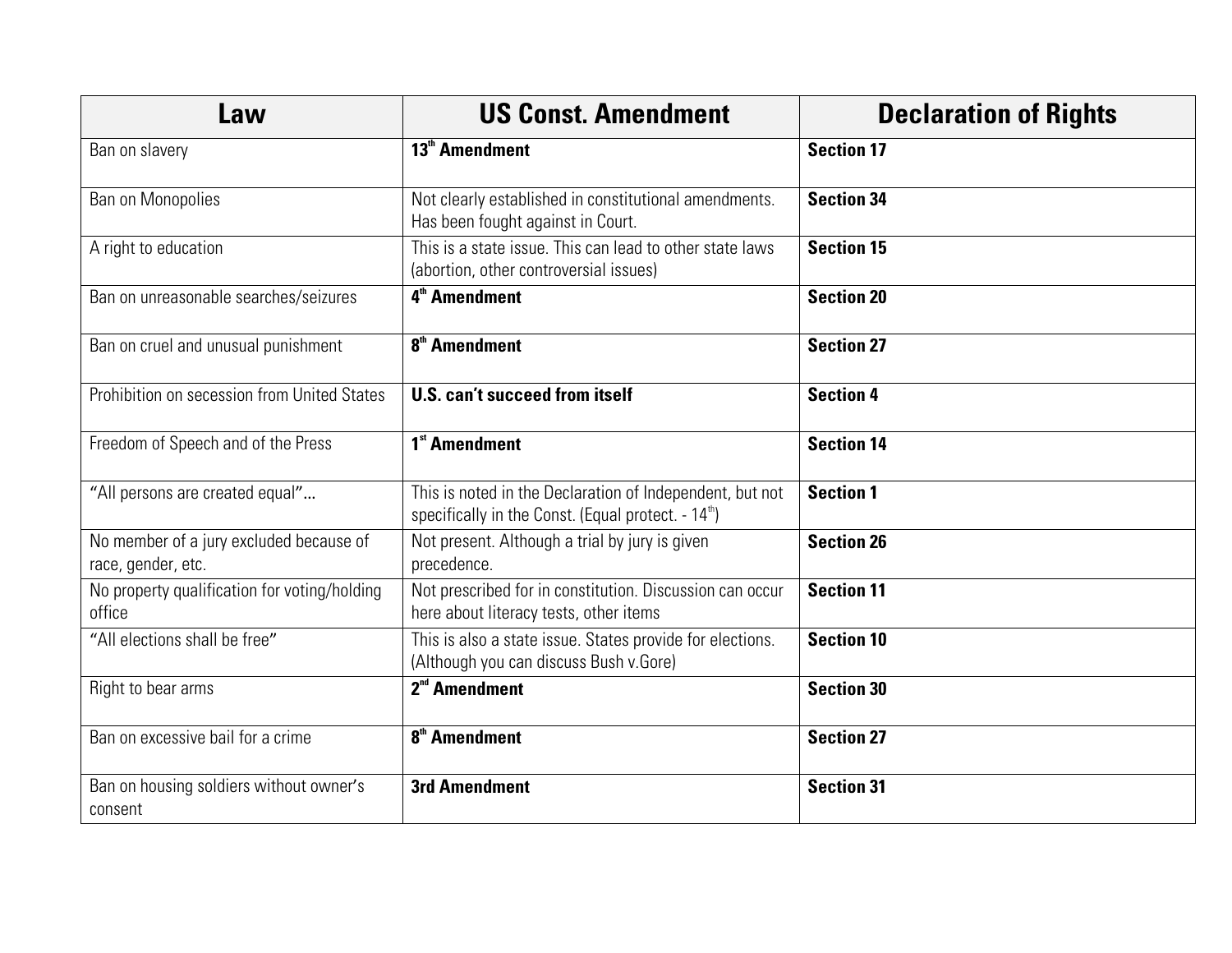| Law | US Const. Amendment | Declaration of Rights |
|---|---|---|
| Ban on slavery | **13th Amendment** | **Section 17** |
| Ban on Monopolies | Not clearly established in constitutional amendments. Has been fought against in Court. | **Section 34** |
| A right to education | This is a state issue. This can lead to other state laws (abortion, other controversial issues) | **Section 15** |
| Ban on unreasonable searches/seizures | **4th Amendment** | **Section 20** |
| Ban on cruel and unusual punishment | **8th Amendment** | **Section 27** |
| Prohibition on secession from United States | **U.S. can't succeed from itself** | **Section 4** |
| Freedom of Speech and of the Press | **1st Amendment** | **Section 14** |
| "All persons are created equal"… | This is noted in the Declaration of Independent, but not specifically in the Const. (Equal protect. - 14th) | **Section 1** |
| No member of a jury excluded because of race, gender, etc. | Not present. Although a trial by jury is given precedence. | **Section 26** |
| No property qualification for voting/holding office | Not prescribed for in constitution. Discussion can occur here about literacy tests, other items | **Section 11** |
| "All elections shall be free" | This is also a state issue. States provide for elections. (Although you can discuss Bush v.Gore) | **Section 10** |
| Right to bear arms | **2nd Amendment** | **Section 30** |
| Ban on excessive bail for a crime | **8th Amendment** | **Section 27** |
| Ban on housing soldiers without owner's consent | **3rd Amendment** | **Section 31** |